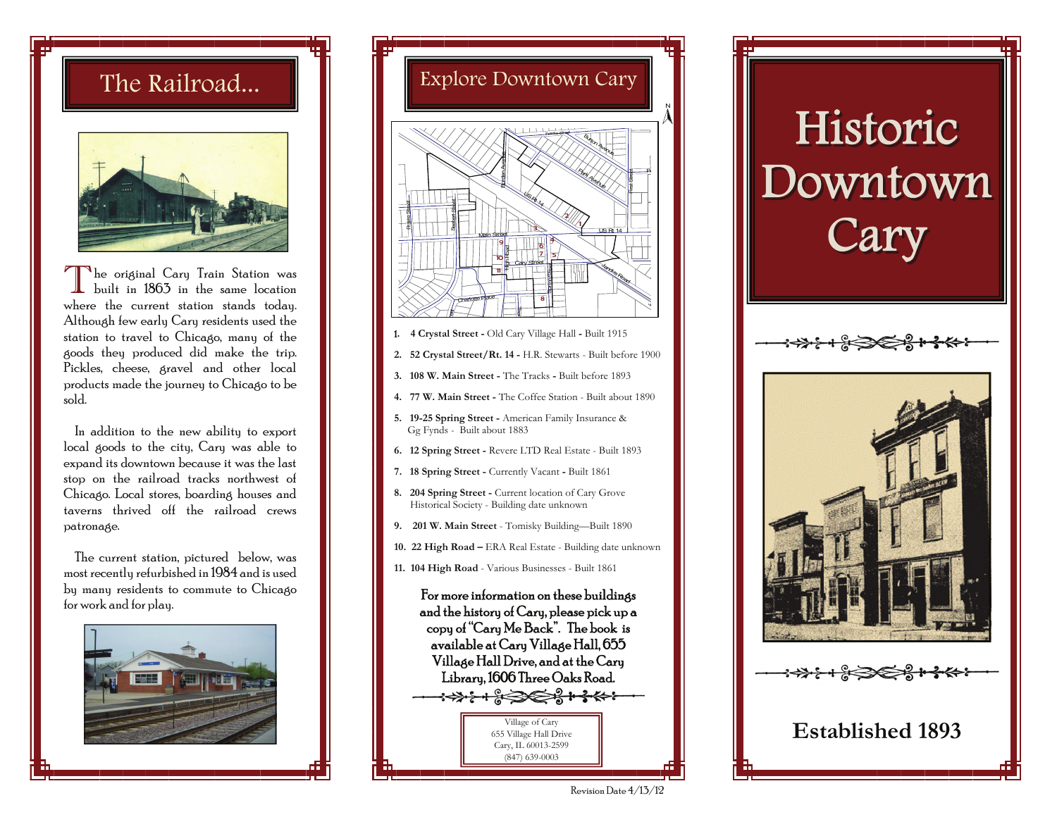# The Railroad...

The original Cary Train Station was built in 1863 in the same location where the current station stands today. Although few early Cary residents used the station to travel to Chicago, many of the goods they produced did make the trip. Pickles, cheese, gravel and other local products made the journey to Chicago to be sold.

In addition to the new ability to export local goods to the city, Cary was able to expand its downtown because it was the last stop on the railroad tracks northwest of Chicago. Local stores, boarding houses and taverns thrived off the railroad crews patronage.

The current station, pictured below, was most recently refurbished in 1984 and is used by many residents to commute to Chicago for work and for play.

# Explore Downtown Cary

1. **4 Crystal Street -** Old Cary Village Hall - Built 1915
2. **52 Crystal Street/Rt. 14 -** H.R. Stewarts - Built before 1900
3. **108 W. Main Street -** The Tracks **-** Built before 1893
4. **77 W. Main Street -** The Coffee Station - Built about 1890
5. **19-25 Spring Street -** American Family Insurance & Gg Fynds - Built about 1883
6. **12 Spring Street -** Revere LTD Real Estate - Built 1893
7. **18 Spring Street -** Currently Vacant **-** Built 1861
8. **204 Spring Street -** Current location of Cary Grove Historical Society - Building date unknown
9. **201 W. Main Street** - Tomisky Building—Built 1890
10. **22 High Road –** ERA Real Estate - Building date unknown
11. **104 High Road** - Various Businesses - Built 1861

For more information on these buildings and the history of Cary, please pick up a copy of "Cary Me Back". The book is available at Cary Village Hall, 655 Village Hall Drive, and at the Cary Library, 1606 Three Oaks Road.

Village of Cary
655 Village Hall Drive
Cary, IL 60013-2599
(847) 639-0003

Revision Date 4/13/12

# Historic Downtown Cary

**Established 1893**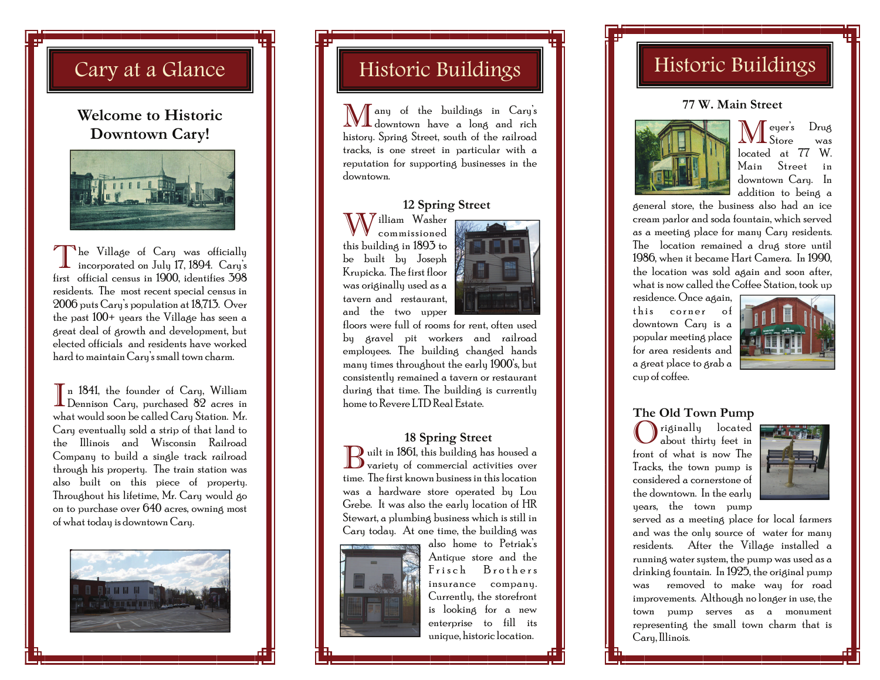# Cary at a Glance

## Welcome to Historic Downtown Cary!

The Village of Cary was officially incorporated on July 17, 1894. Cary's first official census in 1900, identifies 398 residents. The most recent special census in 2006 puts Cary's population at 18,713. Over the past 100+ years the Village has seen a great deal of growth and development, but elected officials and residents have worked hard to maintain Cary's small town charm.

In 1841, the founder of Cary, William Dennison Cary, purchased 82 acres in what would soon be called Cary Station. Mr. Cary eventually sold a strip of that land to the Illinois and Wisconsin Railroad Company to build a single track railroad through his property. The train station was also built on this piece of property. Throughout his lifetime, Mr. Cary would go on to purchase over 640 acres, owning most of what today is downtown Cary.

# Historic Buildings

Many of the buildings in Cary's downtown have a long and rich history. Spring Street, south of the railroad tracks, is one street in particular with a reputation for supporting businesses in the downtown.

### 12 Spring Street

William Washer commissioned this building in 1893 to be built by Joseph Krupicka. The first floor was originally used as a tavern and restaurant, and the two upper floors were full of rooms for rent, often used by gravel pit workers and railroad employees. The building changed hands many times throughout the early 1900's, but consistently remained a tavern or restaurant during that time. The building is currently home to Revere LTD Real Estate.

### 18 Spring Street

Built in 1861, this building has housed a variety of commercial activities over time. The first known business in this location was a hardware store operated by Lou Grebe. It was also the early location of HR Stewart, a plumbing business which is still in Cary today. At one time, the building was also home to Petriak's Antique store and the Frisch Brothers insurance company. Currently, the storefront is looking for a new enterprise to fill its unique, historic location.

# Historic Buildings

### 77 W. Main Street

Meyer's Drug Store was located at 77 W. Main Street in downtown Cary. In addition to being a general store, the business also had an ice cream parlor and soda fountain, which served as a meeting place for many Cary residents. The location remained a drug store until 1986, when it became Hart Camera. In 1990, the location was sold again and soon after, what is now called the Coffee Station, took up residence. Once again, this corner of downtown Cary is a popular meeting place for area residents and a great place to grab a cup of coffee.

### The Old Town Pump

Originally located about thirty feet in front of what is now The Tracks, the town pump is considered a cornerstone of the downtown. In the early years, the town pump served as a meeting place for local farmers and was the only source of water for many residents. After the Village installed a running water system, the pump was used as a drinking fountain. In 1925, the original pump was removed to make way for road improvements. Although no longer in use, the town pump serves as a monument representing the small town charm that is Cary, Illinois.